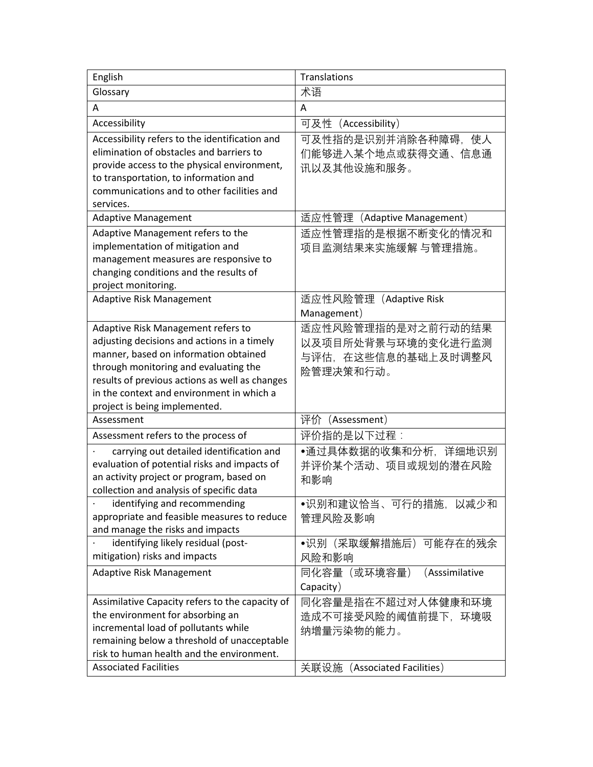| English | Translations |
| --- | --- |
| Glossary | 术语 |
| A | A |
| Accessibility | 可及性（Accessibility） |
| Accessibility refers to the identification and elimination of obstacles and barriers to provide access to the physical environment, to transportation, to information and communications and to other facilities and services. | 可及性指的是识别并消除各种障碍，使人们能够进入某个地点或获得交通、信息通讯以及其他设施和服务。 |
| Adaptive Management | 适应性管理（Adaptive Management） |
| Adaptive Management refers to the implementation of mitigation and management measures are responsive to changing conditions and the results of project monitoring. | 适应性管理指的是根据不断变化的情况和项目监测结果来实施缓解 与管理措施。 |
| Adaptive Risk Management | 适应性风险管理（Adaptive Risk Management） |
| Adaptive Risk Management refers to adjusting decisions and actions in a timely manner, based on information obtained through monitoring and evaluating the results of previous actions as well as changes in the context and environment in which a project is being implemented. | 适应性风险管理指的是对之前行动的结果以及项目所处背景与环境的变化进行监测与评估，在这些信息的基础上及时调整风险管理决策和行动。 |
| Assessment | 评价（Assessment） |
| Assessment refers to the process of | 评价指的是以下过程： |
| · carrying out detailed identification and evaluation of potential risks and impacts of an activity project or program, based on collection and analysis of specific data | •通过具体数据的收集和分析，详细地识别并评价某个活动、项目或规划的潜在风险和影响 |
| · identifying and recommending appropriate and feasible measures to reduce and manage the risks and impacts | •识别和建议恰当、可行的措施，以减少和管理风险及影响 |
| · identifying likely residual (post-mitigation) risks and impacts | •识别（采取缓解措施后）可能存在的残余风险和影响 |
| Adaptive Risk Management | 同化容量（或环境容量） （Asssimilative Capacity） |
| Assimilative Capacity refers to the capacity of the environment for absorbing an incremental load of pollutants while remaining below a threshold of unacceptable risk to human health and the environment. | 同化容量是指在不超过对人体健康和环境造成不可接受风险的阈值前提下，环境吸纳增量污染物的能力。 |
| Associated Facilities | 关联设施（Associated Facilities） |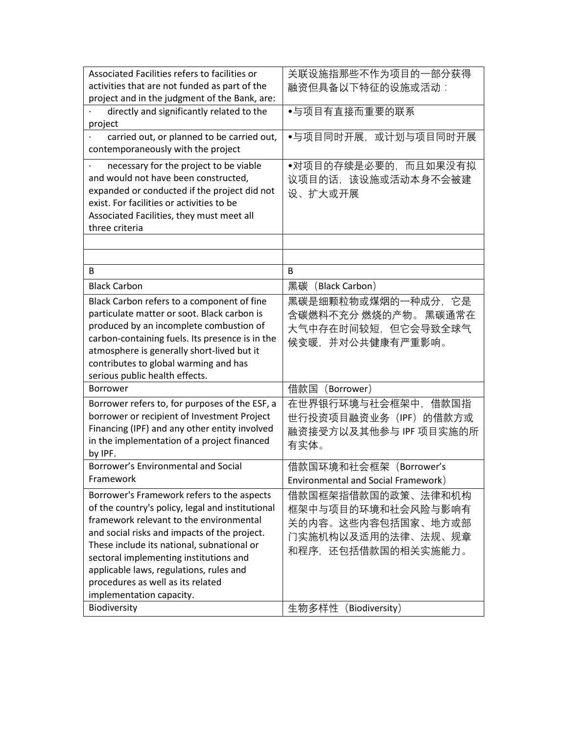| Associated Facilities refers to facilities or activities that are not funded as part of the project and in the judgment of the Bank, are: | 关联设施指那些不作为项目的一部分获得融资但具备以下特征的设施或活动： |
|---|---|
| · directly and significantly related to the project | •与项目有直接而重要的联系 |
| · carried out, or planned to be carried out, contemporaneously with the project | •与项目同时开展，或计划与项目同时开展 |
| · necessary for the project to be viable and would not have been constructed, expanded or conducted if the project did not exist. For facilities or activities to be Associated Facilities, they must meet all three criteria | •对项目的存续是必要的，而且如果没有拟议项目的话，该设施或活动本身不会被建设、扩大或开展 |
| | |
| | |
| B | B |
| Black Carbon | 黑碳（Black Carbon） |
| Black Carbon refers to a component of fine particulate matter or soot. Black carbon is produced by an incomplete combustion of carbon-containing fuels. Its presence is in the atmosphere is generally short-lived but it contributes to global warming and has serious public health effects. | 黑碳是细颗粒物或煤烟的一种成分，它是含碳燃料不充分 燃烧的产物。 黑碳通常在大气中存在时间较短，但它会导致全球气候变暖，并对公共健康有严重影响。 |
| Borrower | 借款国（Borrower） |
| Borrower refers to, for purposes of the ESF, a borrower or recipient of Investment Project Financing (IPF) and any other entity involved in the implementation of a project financed by IPF. | 在世界银行环境与社会框架中，借款国指世行投资项目融资业务（IPF）的借款方或融资接受方以及其他参与 IPF 项目实施的所有实体。 |
| Borrower’s Environmental and Social Framework | 借款国环境和社会框架（Borrower’s Environmental and Social Framework） |
| Borrower's Framework refers to the aspects of the country's policy, legal and institutional framework relevant to the environmental and social risks and impacts of the project. These include its national, subnational or sectoral implementing institutions and applicable laws, regulations, rules and procedures as well as its related implementation capacity. | 借款国框架指借款国的政策、法律和机构框架中与项目的环境和社会风险与影响有关的内容。这些内容包括国家、地方或部门实施机构以及适用的法律、法规、规章和程序，还包括借款国的相关实施能力。 |
| Biodiversity | 生物多样性（Biodiversity） |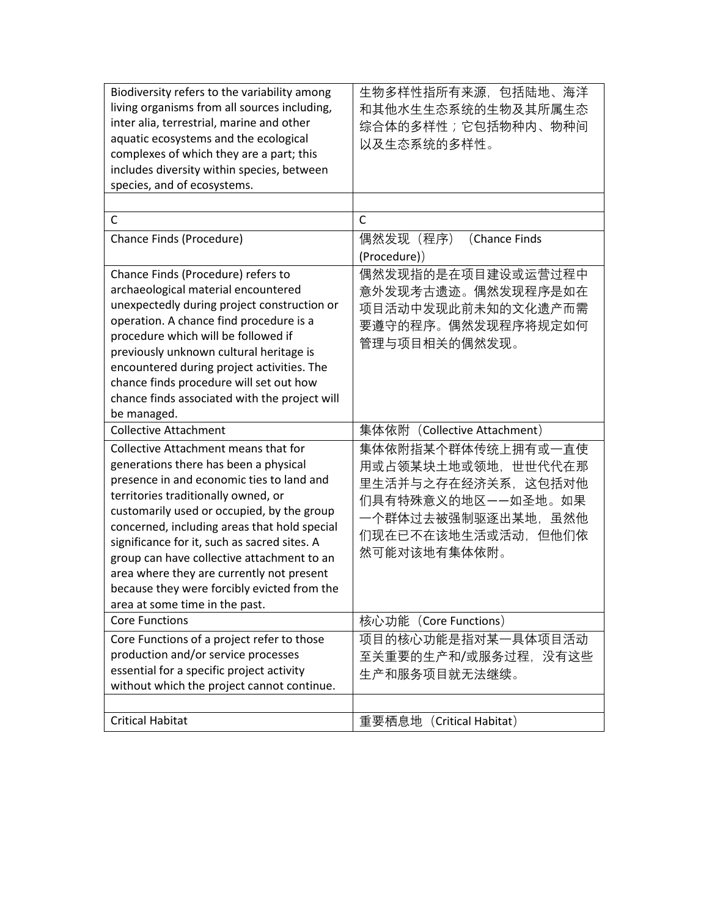| | |
|---|---|
| Biodiversity refers to the variability among living organisms from all sources including, inter alia, terrestrial, marine and other aquatic ecosystems and the ecological complexes of which they are a part; this includes diversity within species, between species, and of ecosystems. | 生物多样性指所有来源，包括陆地、海洋和其他水生生态系统的生物及其所属生态综合体的多样性；它包括物种内、物种间以及生态系统的多样性。 |
| | |
| C | C |
| Chance Finds (Procedure) | 偶然发现（程序）（Chance Finds (Procedure)） |
| Chance Finds (Procedure) refers to archaeological material encountered unexpectedly during project construction or operation. A chance find procedure is a procedure which will be followed if previously unknown cultural heritage is encountered during project activities. The chance finds procedure will set out how chance finds associated with the project will be managed. | 偶然发现指的是在项目建设或运营过程中意外发现考古遗迹。偶然发现程序是如在项目活动中发现此前未知的文化遗产而需要遵守的程序。偶然发现程序将规定如何管理与项目相关的偶然发现。 |
| Collective Attachment | 集体依附（Collective Attachment） |
| Collective Attachment means that for generations there has been a physical presence in and economic ties to land and territories traditionally owned, or customarily used or occupied, by the group concerned, including areas that hold special significance for it, such as sacred sites. A group can have collective attachment to an area where they are currently not present because they were forcibly evicted from the area at some time in the past. | 集体依附指某个群体传统上拥有或一直使用或占领某块土地或领地，世世代代在那里生活并与之存在经济关系，这包括对他们具有特殊意义的地区——如圣地。如果一个群体过去被强制驱逐出某地，虽然他们现在已不在该地生活或活动，但他们依然可能对该地有集体依附。 |
| Core Functions | 核心功能（Core Functions） |
| Core Functions of a project refer to those production and/or service processes essential for a specific project activity without which the project cannot continue. | 项目的核心功能是指对某一具体项目活动至关重要的生产和/或服务过程，没有这些生产和服务项目就无法继续。 |
| | |
| Critical Habitat | 重要栖息地（Critical Habitat） |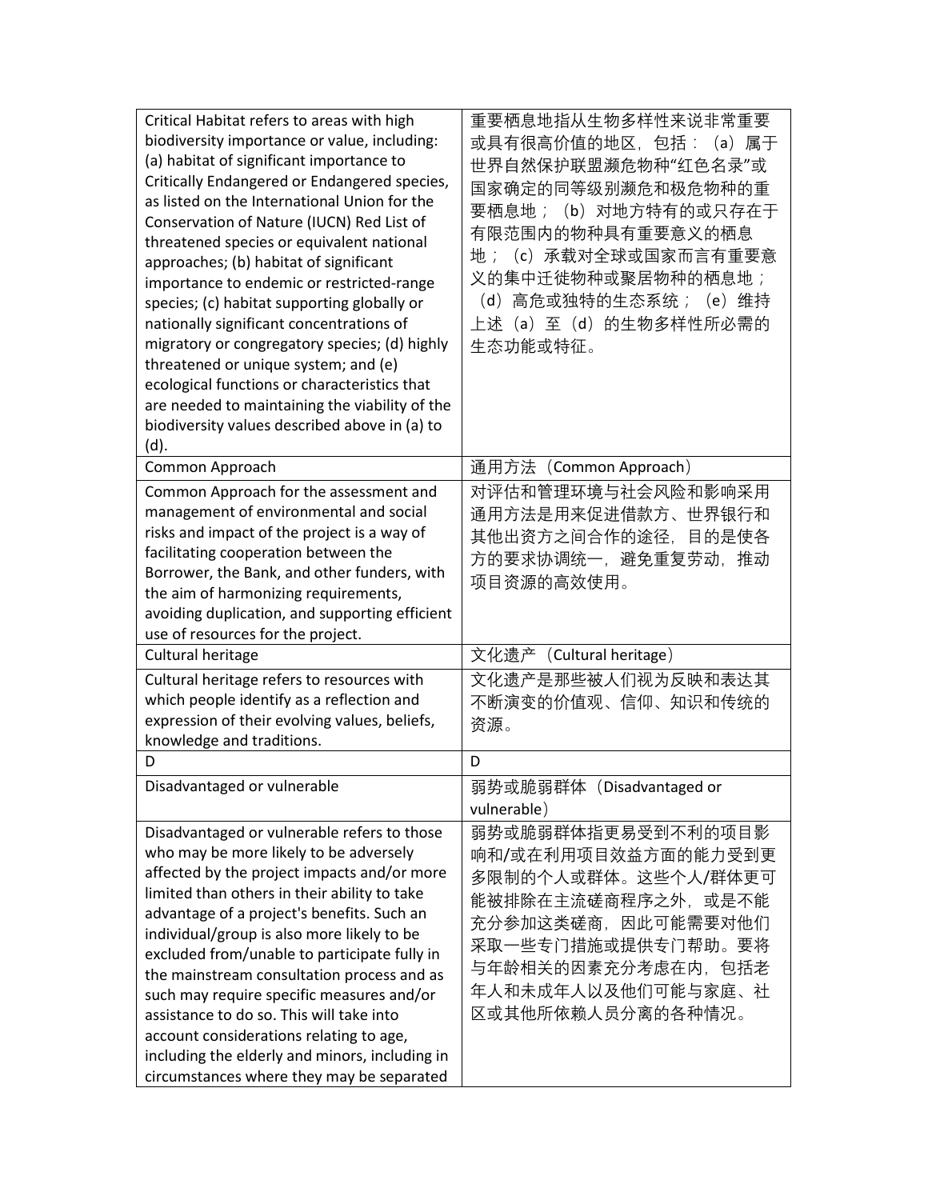| | |
|---|---|
| Critical Habitat refers to areas with high biodiversity importance or value, including: (a) habitat of significant importance to Critically Endangered or Endangered species, as listed on the International Union for the Conservation of Nature (IUCN) Red List of threatened species or equivalent national approaches; (b) habitat of significant importance to endemic or restricted-range species; (c) habitat supporting globally or nationally significant concentrations of migratory or congregatory species; (d) highly threatened or unique system; and (e) ecological functions or characteristics that are needed to maintaining the viability of the biodiversity values described above in (a) to (d). | 重要栖息地指从生物多样性来说非常重要或具有很高价值的地区，包括：（a）属于世界自然保护联盟濒危物种"红色名录"或国家确定的同等级别濒危和极危物种的重要栖息地；（b）对地方特有的或只存在于有限范围内的物种具有重要意义的栖息地；（c）承载对全球或国家而言有重要意义的集中迁徙物种或聚居物种的栖息地；（d）高危或独特的生态系统；（e）维持上述（a）至（d）的生物多样性所必需的生态功能或特征。 |
| Common Approach | 通用方法（Common Approach） |
| Common Approach for the assessment and management of environmental and social risks and impact of the project is a way of facilitating cooperation between the Borrower, the Bank, and other funders, with the aim of harmonizing requirements, avoiding duplication, and supporting efficient use of resources for the project. | 对评估和管理环境与社会风险和影响采用通用方法是用来促进借款方、世界银行和其他出资方之间合作的途径，目的是使各方的要求协调统一，避免重复劳动，推动项目资源的高效使用。 |
| Cultural heritage | 文化遗产（Cultural heritage） |
| Cultural heritage refers to resources with which people identify as a reflection and expression of their evolving values, beliefs, knowledge and traditions. | 文化遗产是那些被人们视为反映和表达其不断演变的价值观、信仰、知识和传统的资源。 |
| D | D |
| Disadvantaged or vulnerable | 弱势或脆弱群体（Disadvantaged or vulnerable） |
| Disadvantaged or vulnerable refers to those who may be more likely to be adversely affected by the project impacts and/or more limited than others in their ability to take advantage of a project's benefits. Such an individual/group is also more likely to be excluded from/unable to participate fully in the mainstream consultation process and as such may require specific measures and/or assistance to do so. This will take into account considerations relating to age, including the elderly and minors, including in circumstances where they may be separated | 弱势或脆弱群体指更易受到不利的项目影响和/或在利用项目效益方面的能力受到更多限制的个人或群体。这些个人/群体更可能被排除在主流磋商程序之外，或是不能充分参加这类磋商，因此可能需要对他们采取一些专门措施或提供专门帮助。要将与年龄相关的因素充分考虑在内，包括老年人和未成年人以及他们可能与家庭、社区或其他所依赖人员分离的各种情况。 |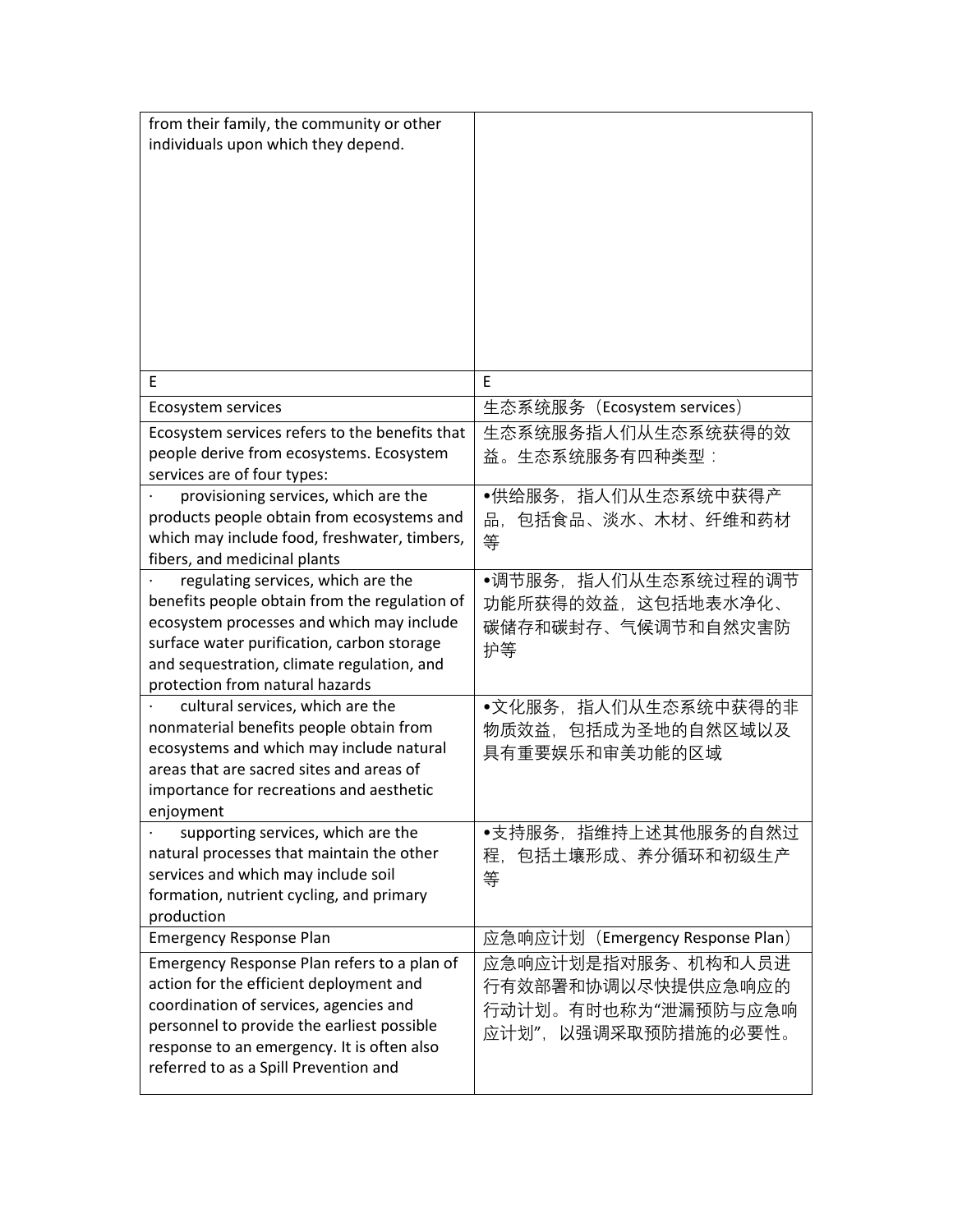| from their family, the community or other individuals upon which they depend. | |
|---|---|
| E | E |
| Ecosystem services | 生态系统服务（Ecosystem services） |
| Ecosystem services refers to the benefits that people derive from ecosystems. Ecosystem services are of four types: | 生态系统服务指人们从生态系统获得的效益。生态系统服务有四种类型： |
| · provisioning services, which are the products people obtain from ecosystems and which may include food, freshwater, timbers, fibers, and medicinal plants | •供给服务，指人们从生态系统中获得产品，包括食品、淡水、木材、纤维和药材等 |
| · regulating services, which are the benefits people obtain from the regulation of ecosystem processes and which may include surface water purification, carbon storage and sequestration, climate regulation, and protection from natural hazards | •调节服务，指人们从生态系统过程的调节功能所获得的效益，这包括地表水净化、碳储存和碳封存、气候调节和自然灾害防护等 |
| · cultural services, which are the nonmaterial benefits people obtain from ecosystems and which may include natural areas that are sacred sites and areas of importance for recreations and aesthetic enjoyment | •文化服务，指人们从生态系统中获得的非物质效益，包括成为圣地的自然区域以及具有重要娱乐和审美功能的区域 |
| · supporting services, which are the natural processes that maintain the other services and which may include soil formation, nutrient cycling, and primary production | •支持服务，指维持上述其他服务的自然过程，包括土壤形成、养分循环和初级生产等 |
| Emergency Response Plan | 应急响应计划（Emergency Response Plan） |
| Emergency Response Plan refers to a plan of action for the efficient deployment and coordination of services, agencies and personnel to provide the earliest possible response to an emergency. It is often also referred to as a Spill Prevention and | 应急响应计划是指对服务、机构和人员进行有效部署和协调以尽快提供应急响应的行动计划。有时也称为“泄漏预防与应急响应计划”，以强调采取预防措施的必要性。 |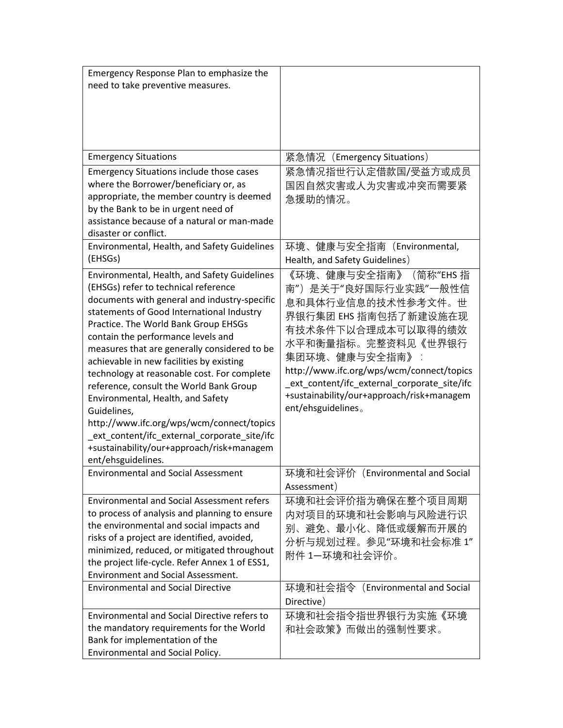| | |
|---|---|
| Emergency Response Plan to emphasize the need to take preventive measures. | |
| Emergency Situations | 紧急情况（Emergency Situations） |
| Emergency Situations include those cases where the Borrower/beneficiary or, as appropriate, the member country is deemed by the Bank to be in urgent need of assistance because of a natural or man-made disaster or conflict. | 紧急情况指世行认定借款国/受益方或成员国因自然灾害或人为灾害或冲突而需要紧急援助的情况。 |
| Environmental, Health, and Safety Guidelines (EHSGs) | 环境、健康与安全指南（Environmental, Health, and Safety Guidelines） |
| Environmental, Health, and Safety Guidelines (EHSGs) refer to technical reference documents with general and industry-specific statements of Good International Industry Practice. The World Bank Group EHSGs contain the performance levels and measures that are generally considered to be achievable in new facilities by existing technology at reasonable cost. For complete reference, consult the World Bank Group Environmental, Health, and Safety Guidelines, http://www.ifc.org/wps/wcm/connect/topics_ext_content/ifc_external_corporate_site/ifc+sustainability/our+approach/risk+management/ehsguidelines. | 《环境、健康与安全指南》（简称"EHS 指南"）是关于"良好国际行业实践"一般性信息和具体行业信息的技术性参考文件。世界银行集团 EHS 指南包括了新建设施在现有技术条件下以合理成本可以取得的绩效水平和衡量指标。完整资料见《世界银行集团环境、健康与安全指南》：http://www.ifc.org/wps/wcm/connect/topics_ext_content/ifc_external_corporate_site/ifc+sustainability/our+approach/risk+management/ehsguidelines。 |
| Environmental and Social Assessment | 环境和社会评价（Environmental and Social Assessment） |
| Environmental and Social Assessment refers to process of analysis and planning to ensure the environmental and social impacts and risks of a project are identified, avoided, minimized, reduced, or mitigated throughout the project life-cycle. Refer Annex 1 of ESS1, Environment and Social Assessment. | 环境和社会评价指为确保在整个项目周期内对项目的环境和社会影响与风险进行识别、避免、最小化、降低或缓解而开展的分析与规划过程。参见"环境和社会标准 1"附件 1—环境和社会评价。 |
| Environmental and Social Directive | 环境和社会指令（Environmental and Social Directive） |
| Environmental and Social Directive refers to the mandatory requirements for the World Bank for implementation of the Environmental and Social Policy. | 环境和社会指令指世界银行为实施《环境和社会政策》而做出的强制性要求。 |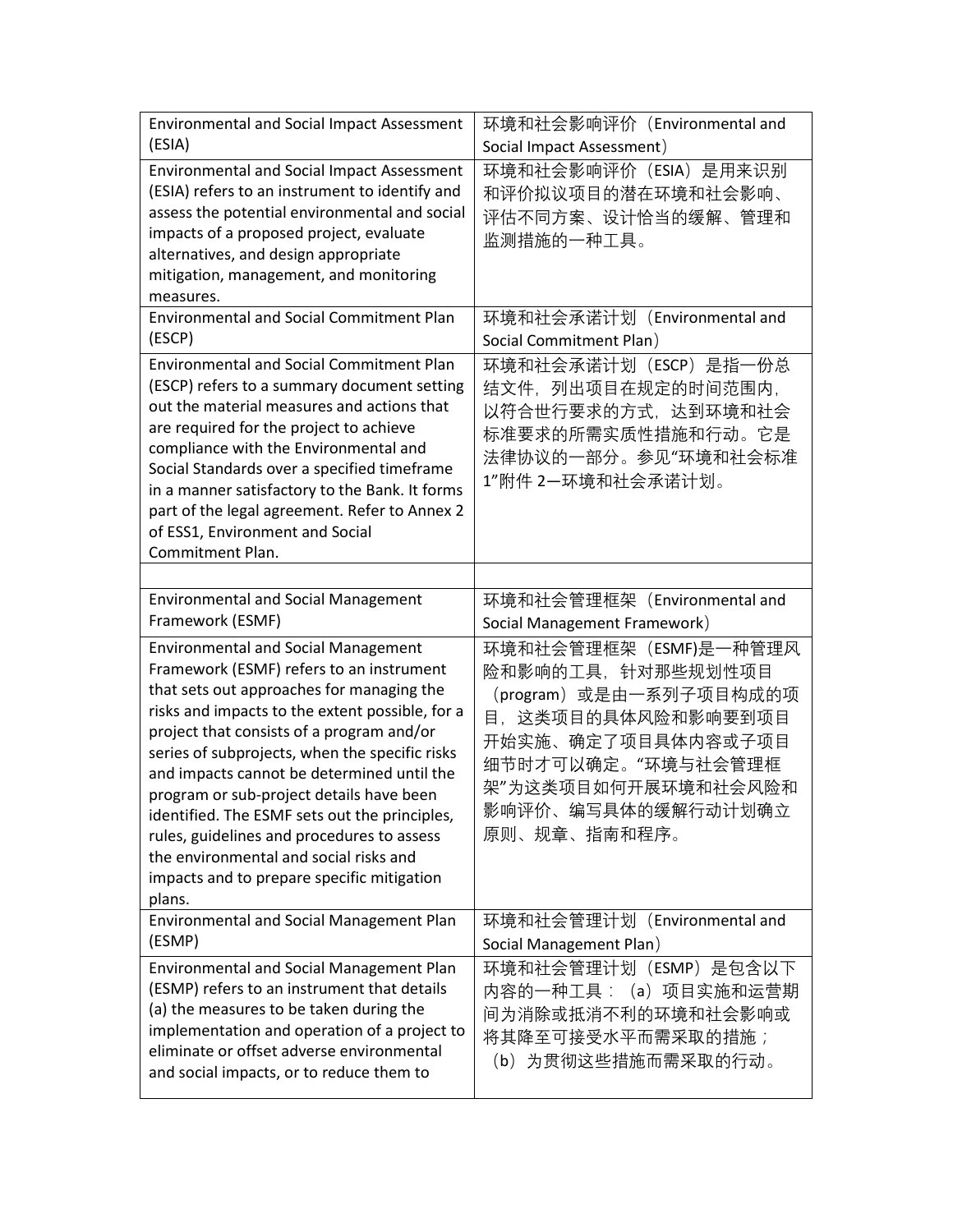| Environmental and Social Impact Assessment (ESIA) | 环境和社会影响评价（Environmental and Social Impact Assessment） |
|---|---|
| Environmental and Social Impact Assessment (ESIA) refers to an instrument to identify and assess the potential environmental and social impacts of a proposed project, evaluate alternatives, and design appropriate mitigation, management, and monitoring measures. | 环境和社会影响评价（ESIA）是用来识别和评价拟议项目的潜在环境和社会影响、评估不同方案、设计恰当的缓解、管理和监测措施的一种工具。 |
| Environmental and Social Commitment Plan (ESCP) | 环境和社会承诺计划（Environmental and Social Commitment Plan） |
| Environmental and Social Commitment Plan (ESCP) refers to a summary document setting out the material measures and actions that are required for the project to achieve compliance with the Environmental and Social Standards over a specified timeframe in a manner satisfactory to the Bank. It forms part of the legal agreement. Refer to Annex 2 of ESS1, Environment and Social Commitment Plan. | 环境和社会承诺计划（ESCP）是指一份总结文件，列出项目在规定的时间范围内，以符合世行要求的方式，达到环境和社会标准要求的所需实质性措施和行动。它是法律协议的一部分。参见"环境和社会标准1"附件 2—环境和社会承诺计划。 |
| | |
| Environmental and Social Management Framework (ESMF) | 环境和社会管理框架（Environmental and Social Management Framework） |
| Environmental and Social Management Framework (ESMF) refers to an instrument that sets out approaches for managing the risks and impacts to the extent possible, for a project that consists of a program and/or series of subprojects, when the specific risks and impacts cannot be determined until the program or sub-project details have been identified. The ESMF sets out the principles, rules, guidelines and procedures to assess the environmental and social risks and impacts and to prepare specific mitigation plans. | 环境和社会管理框架（ESMF)是一种管理风险和影响的工具，针对那些规划性项目（program）或是由一系列子项目构成的项目，这类项目的具体风险和影响要到项目开始实施、确定了项目具体内容或子项目细节时才可以确定。"环境与社会管理框架"为这类项目如何开展环境和社会风险和影响评价、编写具体的缓解行动计划确立原则、规章、指南和程序。 |
| Environmental and Social Management Plan (ESMP) | 环境和社会管理计划（Environmental and Social Management Plan） |
| Environmental and Social Management Plan (ESMP) refers to an instrument that details (a) the measures to be taken during the implementation and operation of a project to eliminate or offset adverse environmental and social impacts, or to reduce them to | 环境和社会管理计划（ESMP）是包含以下内容的一种工具：（a）项目实施和运营期间为消除或抵消不利的环境和社会影响或将其降至可接受水平而需采取的措施；（b）为贯彻这些措施而需采取的行动。 |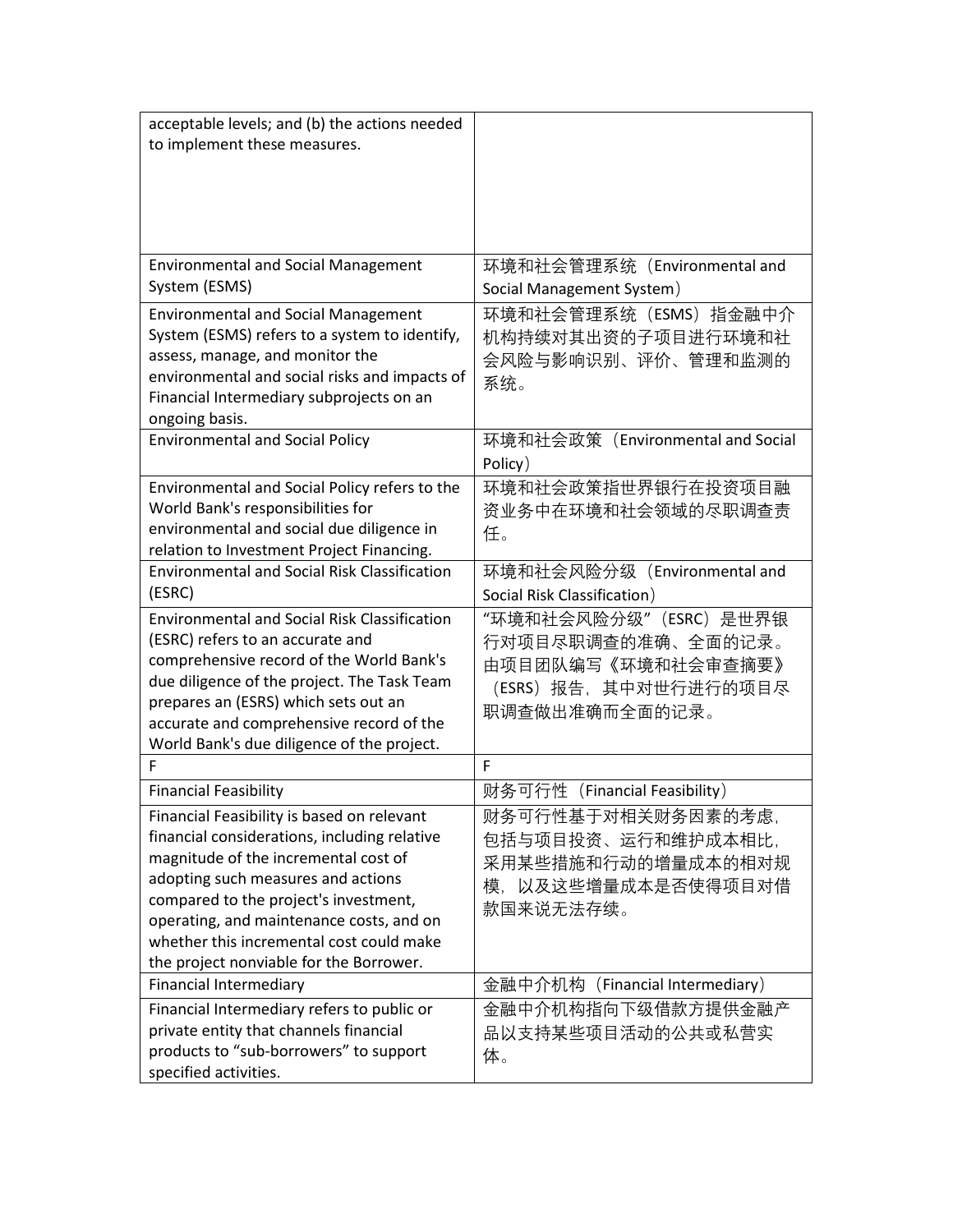| | |
|---|---|
| acceptable levels; and (b) the actions needed to implement these measures. | |
| Environmental and Social Management System (ESMS) | 环境和社会管理系统（Environmental and Social Management System） |
| Environmental and Social Management System (ESMS) refers to a system to identify, assess, manage, and monitor the environmental and social risks and impacts of Financial Intermediary subprojects on an ongoing basis. | 环境和社会管理系统（ESMS）指金融中介机构持续对其出资的子项目进行环境和社会风险与影响识别、评价、管理和监测的系统。 |
| Environmental and Social Policy | 环境和社会政策（Environmental and Social Policy） |
| Environmental and Social Policy refers to the World Bank's responsibilities for environmental and social due diligence in relation to Investment Project Financing. | 环境和社会政策指世界银行在投资项目融资业务中在环境和社会领域的尽职调查责任。 |
| Environmental and Social Risk Classification (ESRC) | 环境和社会风险分级（Environmental and Social Risk Classification） |
| Environmental and Social Risk Classification (ESRC) refers to an accurate and comprehensive record of the World Bank's due diligence of the project. The Task Team prepares an (ESRS) which sets out an accurate and comprehensive record of the World Bank's due diligence of the project. | "环境和社会风险分级"（ESRC）是世界银行对项目尽职调查的准确、全面的记录。由项目团队编写《环境和社会审查摘要》（ESRS）报告，其中对世行进行的项目尽职调查做出准确而全面的记录。 |
| F | F |
| Financial Feasibility | 财务可行性（Financial Feasibility） |
| Financial Feasibility is based on relevant financial considerations, including relative magnitude of the incremental cost of adopting such measures and actions compared to the project's investment, operating, and maintenance costs, and on whether this incremental cost could make the project nonviable for the Borrower. | 财务可行性基于对相关财务因素的考虑，包括与项目投资、运行和维护成本相比，采用某些措施和行动的增量成本的相对规模，以及这些增量成本是否使得项目对借款国来说无法存续。 |
| Financial Intermediary | 金融中介机构（Financial Intermediary） |
| Financial Intermediary refers to public or private entity that channels financial products to "sub-borrowers" to support specified activities. | 金融中介机构指向下级借款方提供金融产品以支持某些项目活动的公共或私营实体。 |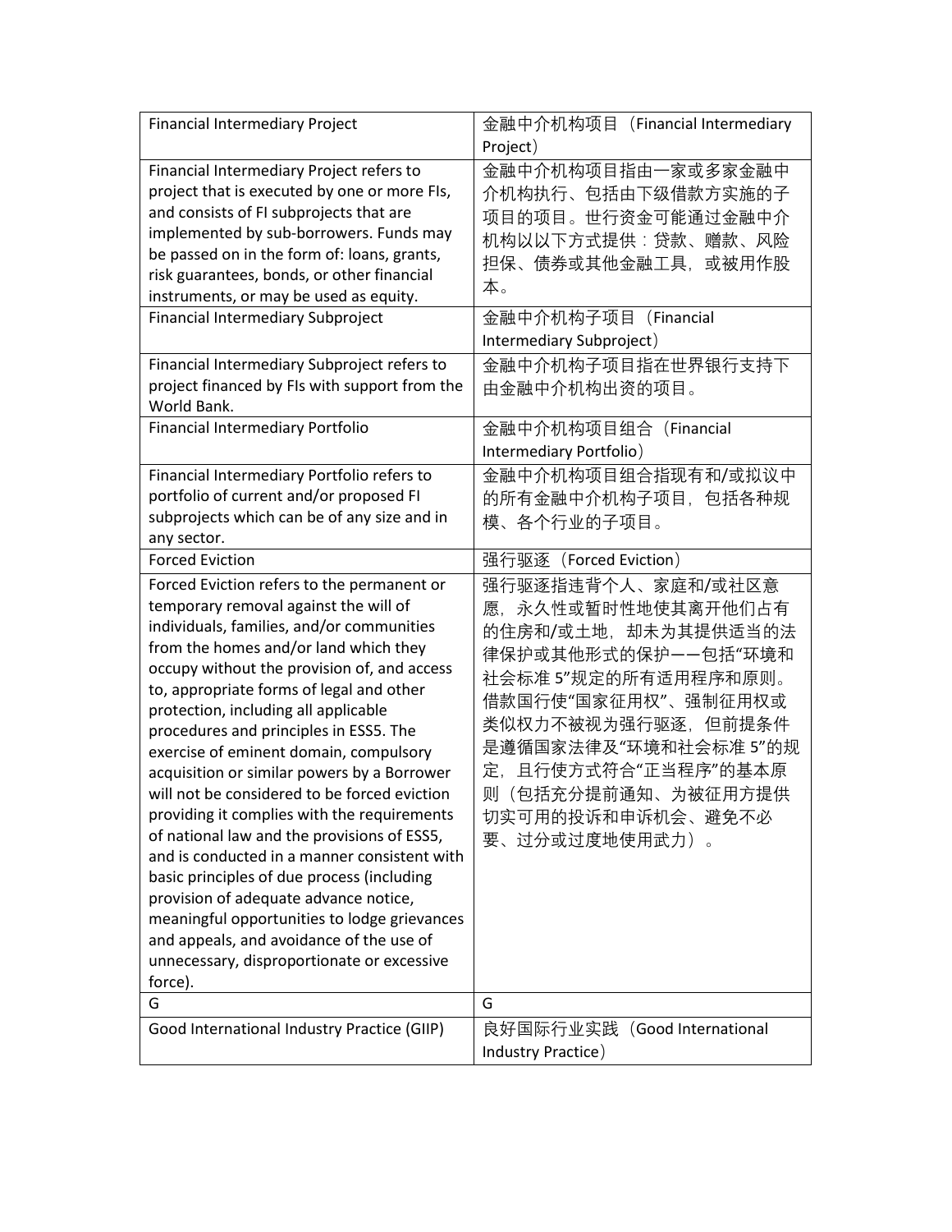| | |
|---|---|
| Financial Intermediary Project | 金融中介机构项目（Financial Intermediary Project） |
| Financial Intermediary Project refers to project that is executed by one or more FIs, and consists of FI subprojects that are implemented by sub-borrowers. Funds may be passed on in the form of: loans, grants, risk guarantees, bonds, or other financial instruments, or may be used as equity. | 金融中介机构项目指由一家或多家金融中介机构执行、包括由下级借款方实施的子项目的项目。世行资金可能通过金融中介机构以以下方式提供：贷款、赠款、风险担保、债券或其他金融工具，或被用作股本。 |
| Financial Intermediary Subproject | 金融中介机构子项目（Financial Intermediary Subproject） |
| Financial Intermediary Subproject refers to project financed by FIs with support from the World Bank. | 金融中介机构子项目指在世界银行支持下由金融中介机构出资的项目。 |
| Financial Intermediary Portfolio | 金融中介机构项目组合（Financial Intermediary Portfolio） |
| Financial Intermediary Portfolio refers to portfolio of current and/or proposed FI subprojects which can be of any size and in any sector. | 金融中介机构项目组合指现有和/或拟议中的所有金融中介机构子项目，包括各种规模、各个行业的子项目。 |
| Forced Eviction | 强行驱逐（Forced Eviction） |
| Forced Eviction refers to the permanent or temporary removal against the will of individuals, families, and/or communities from the homes and/or land which they occupy without the provision of, and access to, appropriate forms of legal and other protection, including all applicable procedures and principles in ESS5. The exercise of eminent domain, compulsory acquisition or similar powers by a Borrower will not be considered to be forced eviction providing it complies with the requirements of national law and the provisions of ESS5, and is conducted in a manner consistent with basic principles of due process (including provision of adequate advance notice, meaningful opportunities to lodge grievances and appeals, and avoidance of the use of unnecessary, disproportionate or excessive force). | 强行驱逐指违背个人、家庭和/或社区意愿，永久性或暂时性地使其离开他们占有的住房和/或土地，却未为其提供适当的法律保护或其他形式的保护——包括"环境和社会标准 5"规定的所有适用程序和原则。借款国行使"国家征用权"、强制征用权或类似权力不被视为强行驱逐，但前提条件是遵循国家法律及"环境和社会标准 5"的规定，且行使方式符合"正当程序"的基本原则（包括充分提前通知、为被征用方提供切实可用的投诉和申诉机会、避免不必要、过分或过度地使用武力）。 |
| G | G |
| Good International Industry Practice (GIIP) | 良好国际行业实践（Good International Industry Practice） |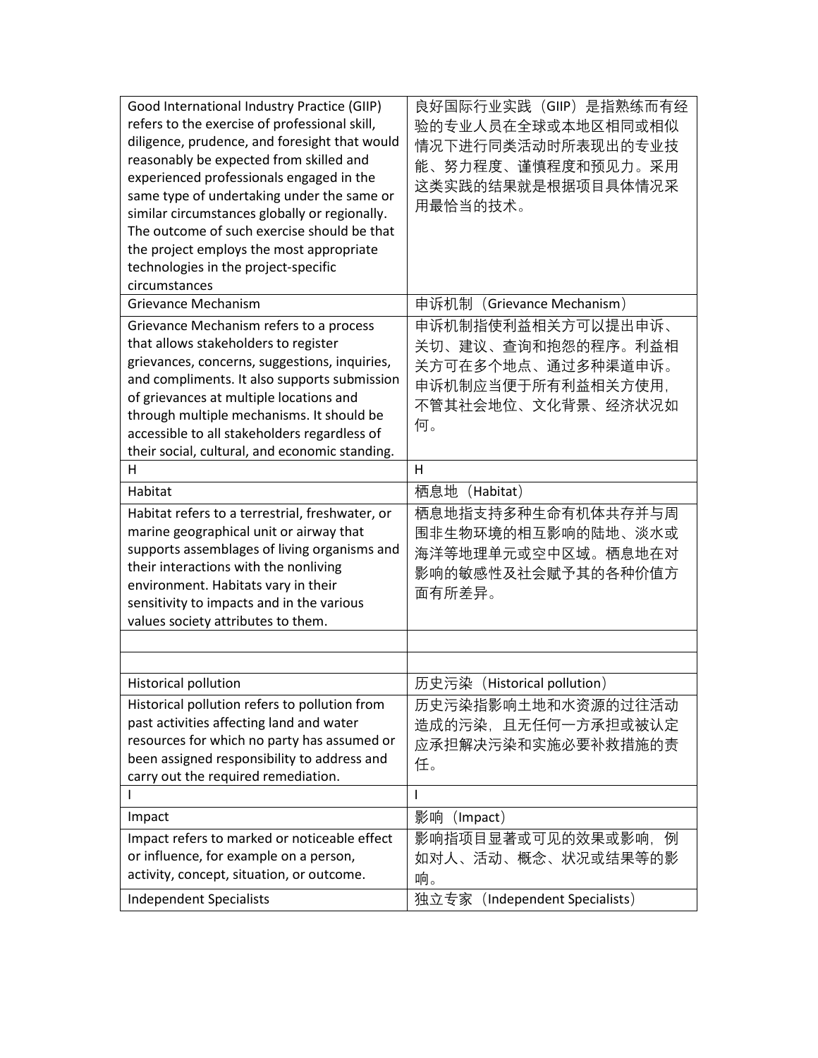| | |
|---|---|
| Good International Industry Practice (GIIP) refers to the exercise of professional skill, diligence, prudence, and foresight that would reasonably be expected from skilled and experienced professionals engaged in the same type of undertaking under the same or similar circumstances globally or regionally. The outcome of such exercise should be that the project employs the most appropriate technologies in the project-specific circumstances | 良好国际行业实践（GIIP）是指熟练而有经验的专业人员在全球或本地区相同或相似情况下进行同类活动时所表现出的专业技能、努力程度、谨慎程度和预见力。采用这类实践的结果就是根据项目具体情况采用最恰当的技术。 |
| Grievance Mechanism | 申诉机制（Grievance Mechanism） |
| Grievance Mechanism refers to a process that allows stakeholders to register grievances, concerns, suggestions, inquiries, and compliments. It also supports submission of grievances at multiple locations and through multiple mechanisms. It should be accessible to all stakeholders regardless of their social, cultural, and economic standing. | 申诉机制指使利益相关方可以提出申诉、关切、建议、查询和抱怨的程序。利益相关方可在多个地点、通过多种渠道申诉。申诉机制应当便于所有利益相关方使用，不管其社会地位、文化背景、经济状况如何。 |
| H | H |
| Habitat | 栖息地（Habitat） |
| Habitat refers to a terrestrial, freshwater, or marine geographical unit or airway that supports assemblages of living organisms and their interactions with the nonliving environment. Habitats vary in their sensitivity to impacts and in the various values society attributes to them. | 栖息地指支持多种生命有机体共存并与周围非生物环境的相互影响的陆地、淡水或海洋等地理单元或空中区域。栖息地在对影响的敏感性及社会赋予其的各种价值方面有所差异。 |
| | |
| | |
| Historical pollution | 历史污染（Historical pollution） |
| Historical pollution refers to pollution from past activities affecting land and water resources for which no party has assumed or been assigned responsibility to address and carry out the required remediation. | 历史污染指影响土地和水资源的过往活动造成的污染，且无任何一方承担或被认定应承担解决污染和实施必要补救措施的责任。 |
| I | I |
| Impact | 影响（Impact） |
| Impact refers to marked or noticeable effect or influence, for example on a person, activity, concept, situation, or outcome. | 影响指项目显著或可见的效果或影响，例如对人、活动、概念、状况或结果等的影响。 |
| Independent Specialists | 独立专家（Independent Specialists） |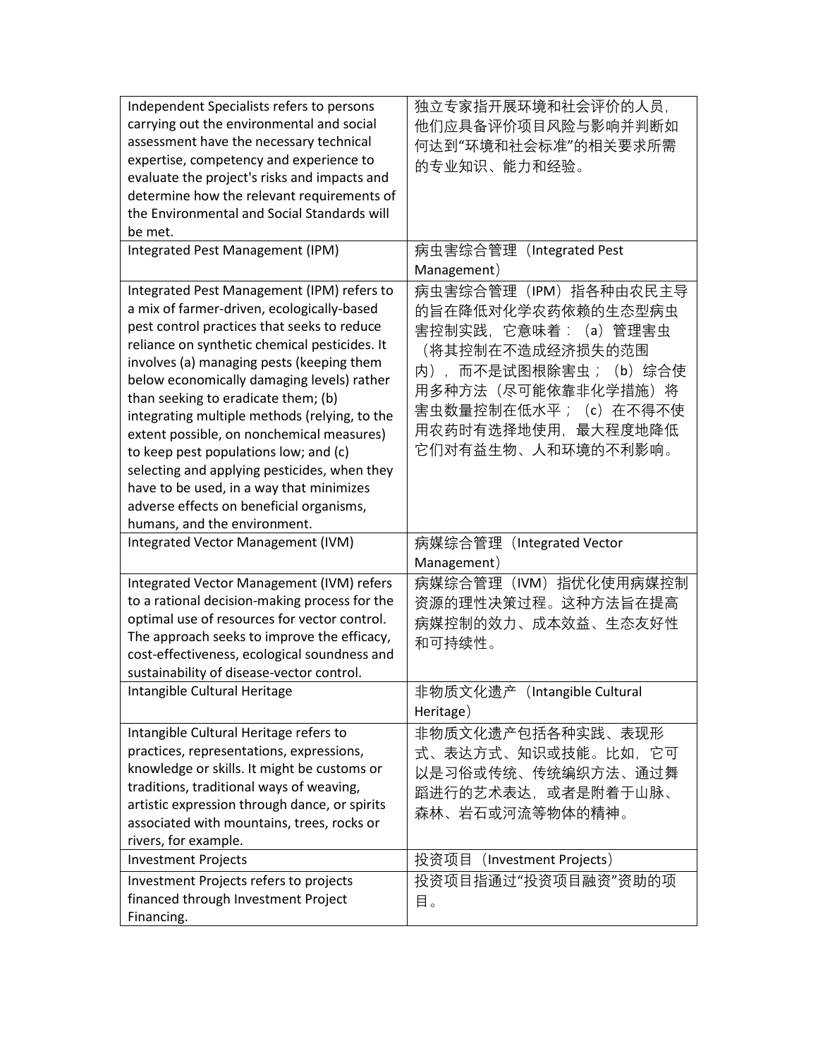| | |
|---|---|
| Independent Specialists refers to persons carrying out the environmental and social assessment have the necessary technical expertise, competency and experience to evaluate the project's risks and impacts and determine how the relevant requirements of the Environmental and Social Standards will be met. | 独立专家指开展环境和社会评价的人员，他们应具备评价项目风险与影响并判断如何达到“环境和社会标准”的相关要求所需的专业知识、能力和经验。 |
| Integrated Pest Management (IPM) | 病虫害综合管理（Integrated Pest Management） |
| Integrated Pest Management (IPM) refers to a mix of farmer-driven, ecologically-based pest control practices that seeks to reduce reliance on synthetic chemical pesticides. It involves (a) managing pests (keeping them below economically damaging levels) rather than seeking to eradicate them; (b) integrating multiple methods (relying, to the extent possible, on nonchemical measures) to keep pest populations low; and (c) selecting and applying pesticides, when they have to be used, in a way that minimizes adverse effects on beneficial organisms, humans, and the environment. | 病虫害综合管理（IPM）指各种由农民主导的旨在降低对化学农药依赖的生态型病虫害控制实践，它意味着：（a）管理害虫（将其控制在不造成经济损失的范围内），而不是试图根除害虫；（b）综合使用多种方法（尽可能依靠非化学措施）将害虫数量控制在低水平；（c）在不得不使用农药时有选择地使用，最大程度地降低它们对有益生物、人和环境的不利影响。 |
| Integrated Vector Management (IVM) | 病媒综合管理（Integrated Vector Management） |
| Integrated Vector Management (IVM) refers to a rational decision-making process for the optimal use of resources for vector control. The approach seeks to improve the efficacy, cost-effectiveness, ecological soundness and sustainability of disease-vector control. | 病媒综合管理（IVM）指优化使用病媒控制资源的理性决策过程。这种方法旨在提高病媒控制的效力、成本效益、生态友好性和可持续性。 |
| Intangible Cultural Heritage | 非物质文化遗产（Intangible Cultural Heritage） |
| Intangible Cultural Heritage refers to practices, representations, expressions, knowledge or skills. It might be customs or traditions, traditional ways of weaving, artistic expression through dance, or spirits associated with mountains, trees, rocks or rivers, for example. | 非物质文化遗产包括各种实践、表现形式、表达方式、知识或技能。比如，它可以是习俗或传统、传统编织方法、通过舞蹈进行的艺术表达，或者是附着于山脉、森林、岩石或河流等物体的精神。 |
| Investment Projects | 投资项目（Investment Projects） |
| Investment Projects refers to projects financed through Investment Project Financing. | 投资项目指通过“投资项目融资”资助的项目。 |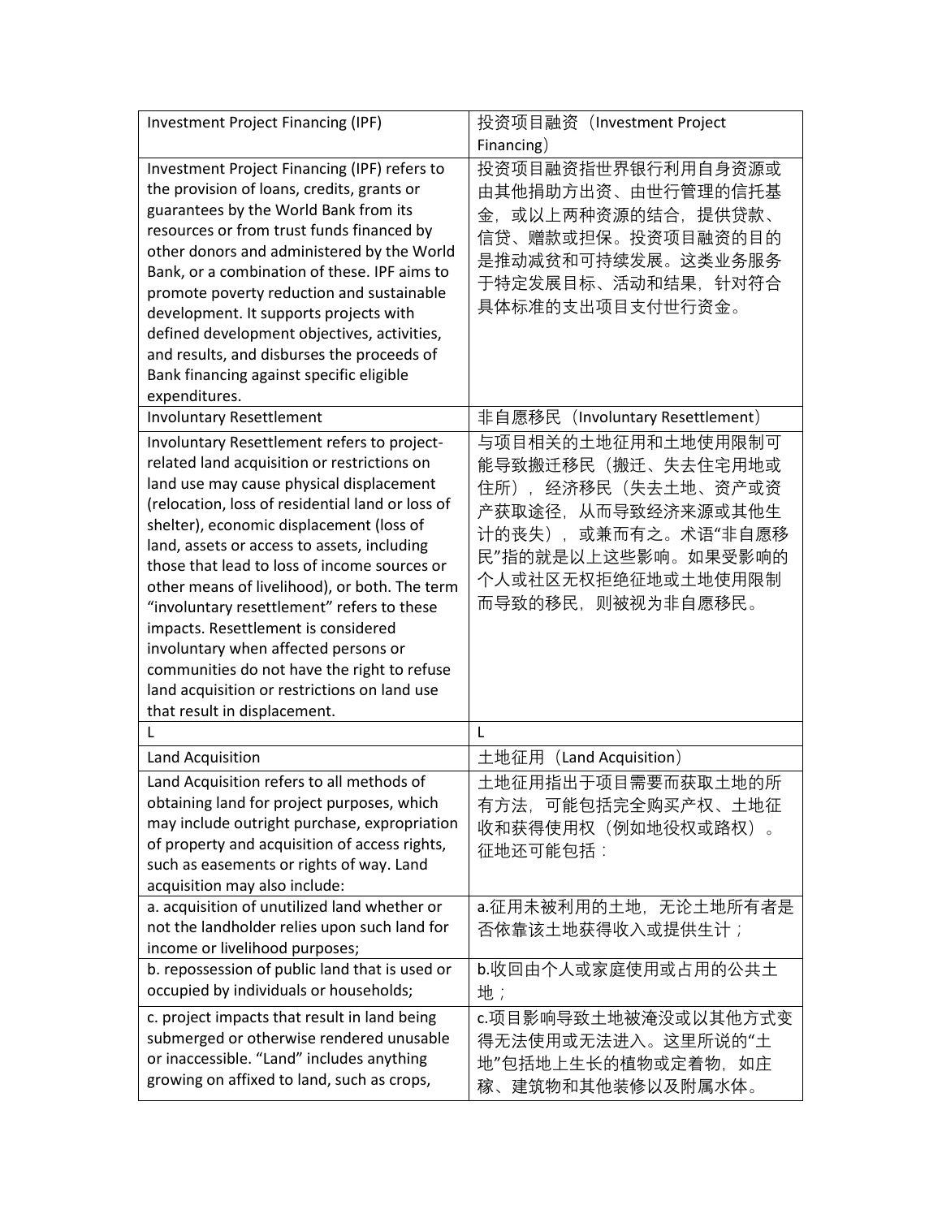| Investment Project Financing (IPF) | 投资项目融资（Investment Project Financing） |
|---|---|
| Investment Project Financing (IPF) refers to the provision of loans, credits, grants or guarantees by the World Bank from its resources or from trust funds financed by other donors and administered by the World Bank, or a combination of these. IPF aims to promote poverty reduction and sustainable development. It supports projects with defined development objectives, activities, and results, and disburses the proceeds of Bank financing against specific eligible expenditures. | 投资项目融资指世界银行利用自身资源或由其他捐助方出资、由世行管理的信托基金，或以上两种资源的结合，提供贷款、信贷、赠款或担保。投资项目融资的目的是推动减贫和可持续发展。这类业务服务于特定发展目标、活动和结果，针对符合具体标准的支出项目支付世行资金。 |
| Involuntary Resettlement | 非自愿移民（Involuntary Resettlement） |
| Involuntary Resettlement refers to project-related land acquisition or restrictions on land use may cause physical displacement (relocation, loss of residential land or loss of shelter), economic displacement (loss of land, assets or access to assets, including those that lead to loss of income sources or other means of livelihood), or both. The term “involuntary resettlement” refers to these impacts. Resettlement is considered involuntary when affected persons or communities do not have the right to refuse land acquisition or restrictions on land use that result in displacement. | 与项目相关的土地征用和土地使用限制可能导致搬迁移民（搬迁、失去住宅用地或住所），经济移民（失去土地、资产或资产获取途径，从而导致经济来源或其他生计的丧失），或兼而有之。术语“非自愿移民”指的就是以上这些影响。如果受影响的个人或社区无权拒绝征地或土地使用限制而导致的移民，则被视为非自愿移民。 |
| L | L |
| Land Acquisition | 土地征用（Land Acquisition） |
| Land Acquisition refers to all methods of obtaining land for project purposes, which may include outright purchase, expropriation of property and acquisition of access rights, such as easements or rights of way. Land acquisition may also include: | 土地征用指出于项目需要而获取土地的所有方法，可能包括完全购买产权、土地征收和获得使用权（例如地役权或路权）。征地还可能包括： |
| a. acquisition of unutilized land whether or not the landholder relies upon such land for income or livelihood purposes; | a.征用未被利用的土地，无论土地所有者是否依靠该土地获得收入或提供生计； |
| b. repossession of public land that is used or occupied by individuals or households; | b.收回由个人或家庭使用或占用的公共土地； |
| c. project impacts that result in land being submerged or otherwise rendered unusable or inaccessible. “Land” includes anything growing on affixed to land, such as crops, | c.项目影响导致土地被淹没或以其他方式变得无法使用或无法进入。这里所说的“土地”包括地上生长的植物或定着物，如庄稼、建筑物和其他装修以及附属水体。 |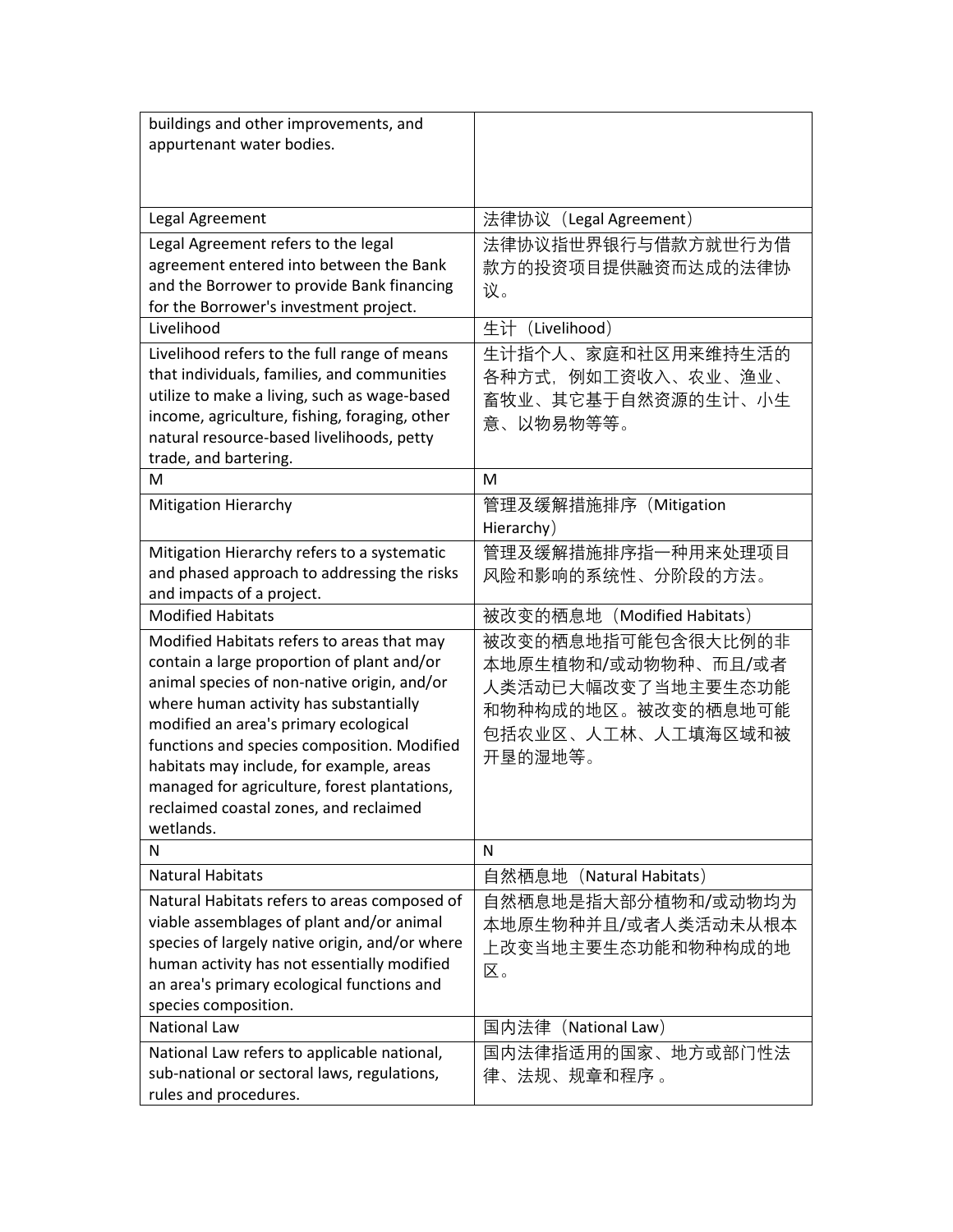| | |
|---|---|
| buildings and other improvements, and appurtenant water bodies. | |
| Legal Agreement | 法律协议（Legal Agreement） |
| Legal Agreement refers to the legal agreement entered into between the Bank and the Borrower to provide Bank financing for the Borrower's investment project. | 法律协议指世界银行与借款方就世行为借款方的投资项目提供融资而达成的法律协议。 |
| Livelihood | 生计（Livelihood） |
| Livelihood refers to the full range of means that individuals, families, and communities utilize to make a living, such as wage-based income, agriculture, fishing, foraging, other natural resource-based livelihoods, petty trade, and bartering. | 生计指个人、家庭和社区用来维持生活的各种方式，例如工资收入、农业、渔业、畜牧业、其它基于自然资源的生计、小生意、以物易物等等。 |
| M | M |
| Mitigation Hierarchy | 管理及缓解措施排序（Mitigation Hierarchy） |
| Mitigation Hierarchy refers to a systematic and phased approach to addressing the risks and impacts of a project. | 管理及缓解措施排序指一种用来处理项目风险和影响的系统性、分阶段的方法。 |
| Modified Habitats | 被改变的栖息地（Modified Habitats） |
| Modified Habitats refers to areas that may contain a large proportion of plant and/or animal species of non-native origin, and/or where human activity has substantially modified an area's primary ecological functions and species composition. Modified habitats may include, for example, areas managed for agriculture, forest plantations, reclaimed coastal zones, and reclaimed wetlands. | 被改变的栖息地指可能包含很大比例的非本地原生植物和/或动物物种、而且/或者人类活动已大幅改变了当地主要生态功能和物种构成的地区。被改变的栖息地可能包括农业区、人工林、人工填海区域和被开垦的湿地等。 |
| N | N |
| Natural Habitats | 自然栖息地（Natural Habitats） |
| Natural Habitats refers to areas composed of viable assemblages of plant and/or animal species of largely native origin, and/or where human activity has not essentially modified an area's primary ecological functions and species composition. | 自然栖息地是指大部分植物和/或动物均为本地原生物种并且/或者人类活动未从根本上改变当地主要生态功能和物种构成的地区。 |
| National Law | 国内法律（National Law） |
| National Law refers to applicable national, sub-national or sectoral laws, regulations, rules and procedures. | 国内法律指适用的国家、地方或部门性法律、法规、规章和程序 。 |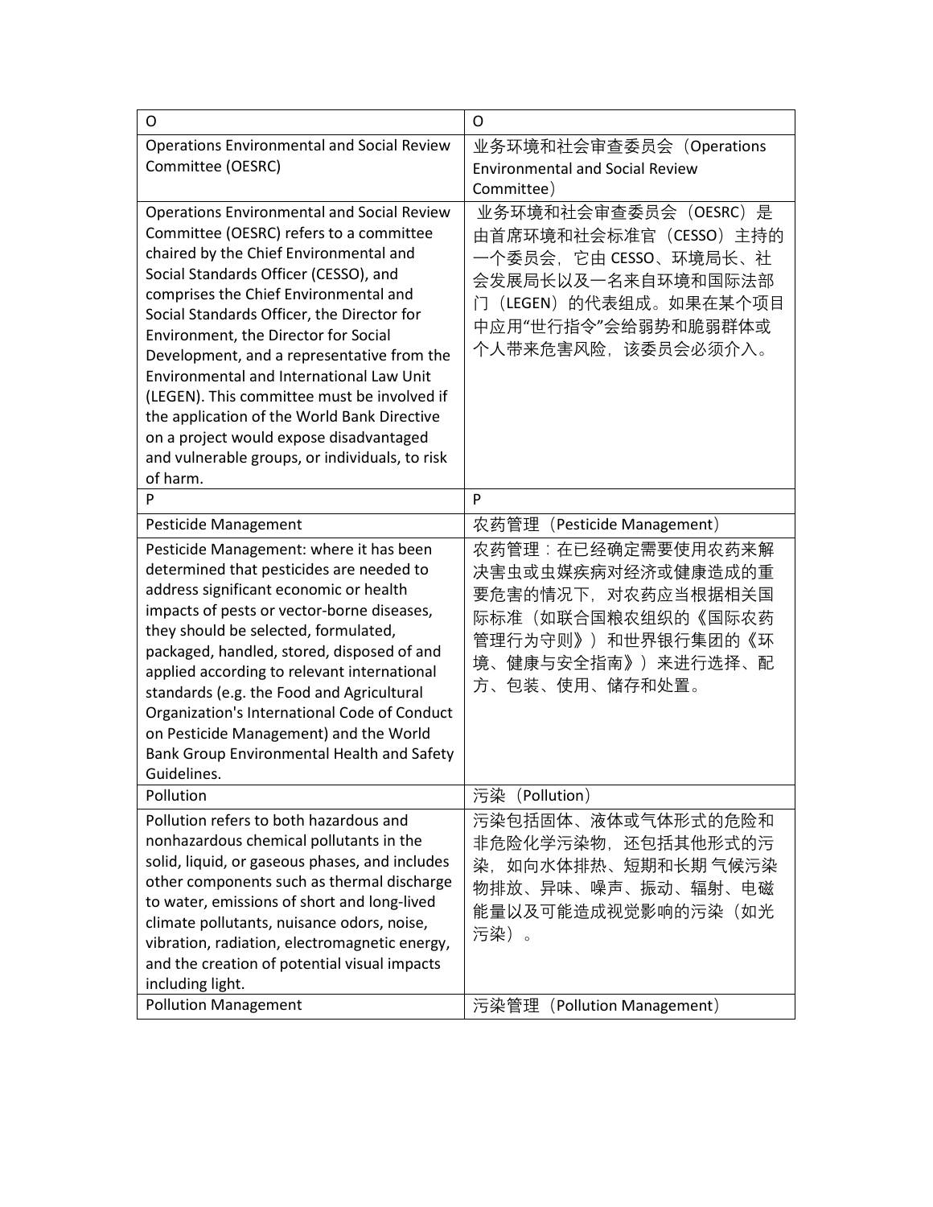| O | O |
|---|---|
| Operations Environmental and Social Review Committee (OESRC) | 业务环境和社会审查委员会（Operations Environmental and Social Review Committee） |
| Operations Environmental and Social Review Committee (OESRC) refers to a committee chaired by the Chief Environmental and Social Standards Officer (CESSO), and comprises the Chief Environmental and Social Standards Officer, the Director for Environment, the Director for Social Development, and a representative from the Environmental and International Law Unit (LEGEN). This committee must be involved if the application of the World Bank Directive on a project would expose disadvantaged and vulnerable groups, or individuals, to risk of harm. | 业务环境和社会审查委员会（OESRC）是由首席环境和社会标准官（CESSO）主持的一个委员会，它由 CESSO、环境局长、社会发展局长以及一名来自环境和国际法部门（LEGEN）的代表组成。如果在某个项目中应用"世行指令"会给弱势和脆弱群体或个人带来危害风险，该委员会必须介入。 |
| P | P |
| Pesticide Management | 农药管理（Pesticide Management） |
| Pesticide Management: where it has been determined that pesticides are needed to address significant economic or health impacts of pests or vector-borne diseases, they should be selected, formulated, packaged, handled, stored, disposed of and applied according to relevant international standards (e.g. the Food and Agricultural Organization's International Code of Conduct on Pesticide Management) and the World Bank Group Environmental Health and Safety Guidelines. | 农药管理：在已经确定需要使用农药来解决害虫或虫媒疾病对经济或健康造成的重要危害的情况下，对农药应当根据相关国际标准（如联合国粮农组织的《国际农药管理行为守则》）和世界银行集团的《环境、健康与安全指南》）来进行选择、配方、包装、使用、储存和处置。 |
| Pollution | 污染（Pollution） |
| Pollution refers to both hazardous and nonhazardous chemical pollutants in the solid, liquid, or gaseous phases, and includes other components such as thermal discharge to water, emissions of short and long-lived climate pollutants, nuisance odors, noise, vibration, radiation, electromagnetic energy, and the creation of potential visual impacts including light. | 污染包括固体、液体或气体形式的危险和非危险化学污染物，还包括其他形式的污染，如向水体排热、短期和长期 气候污染物排放、异味、噪声、振动、辐射、电磁能量以及可能造成视觉影响的污染（如光污染）。 |
| Pollution Management | 污染管理（Pollution Management） |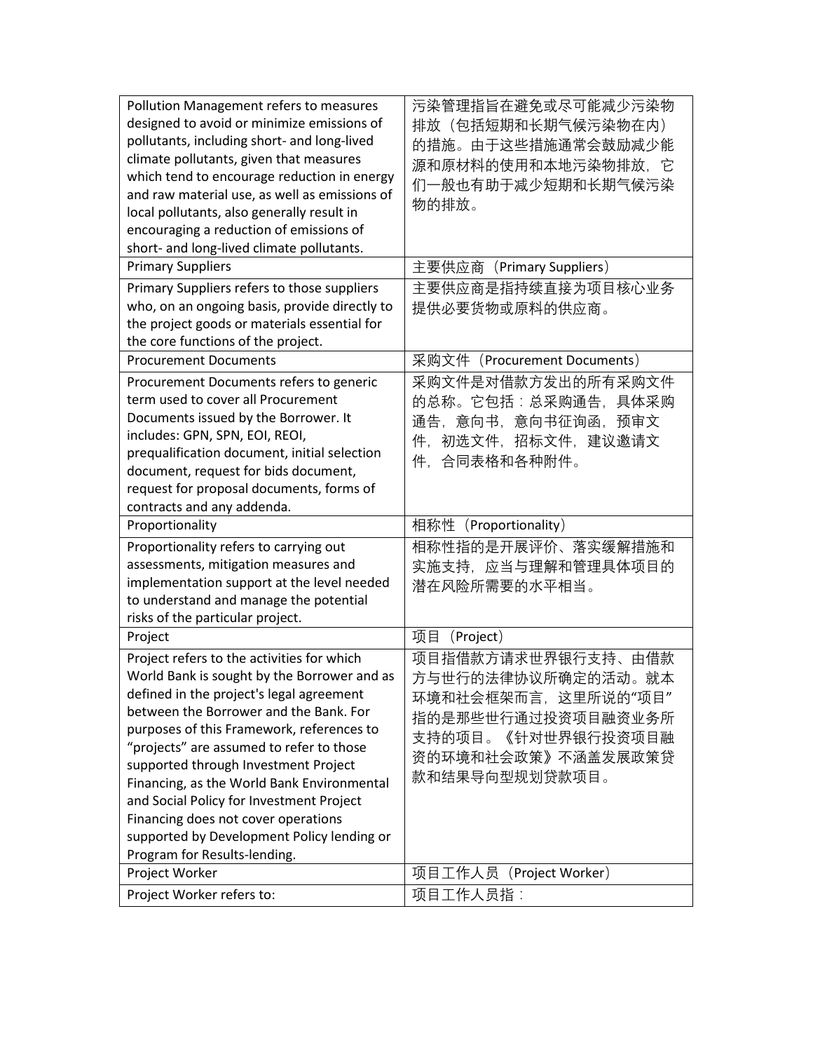| Pollution Management refers to measures designed to avoid or minimize emissions of pollutants, including short- and long-lived climate pollutants, given that measures which tend to encourage reduction in energy and raw material use, as well as emissions of local pollutants, also generally result in encouraging a reduction of emissions of short- and long-lived climate pollutants. | 污染管理指旨在避免或尽可能减少污染物排放（包括短期和长期气候污染物在内）的措施。由于这些措施通常会鼓励减少能源和原材料的使用和本地污染物排放，它们一般也有助于减少短期和长期气候污染物的排放。 |
|---|---|
| Primary Suppliers | 主要供应商（Primary Suppliers） |
| Primary Suppliers refers to those suppliers who, on an ongoing basis, provide directly to the project goods or materials essential for the core functions of the project. | 主要供应商是指持续直接为项目核心业务提供必要货物或原料的供应商。 |
| Procurement Documents | 采购文件（Procurement Documents） |
| Procurement Documents refers to generic term used to cover all Procurement Documents issued by the Borrower. It includes: GPN, SPN, EOI, REOI, prequalification document, initial selection document, request for bids document, request for proposal documents, forms of contracts and any addenda. | 采购文件是对借款方发出的所有采购文件的总称。它包括：总采购通告，具体采购通告，意向书，意向书征询函，预审文件，初选文件，招标文件，建议邀请文件，合同表格和各种附件。 |
| Proportionality | 相称性（Proportionality） |
| Proportionality refers to carrying out assessments, mitigation measures and implementation support at the level needed to understand and manage the potential risks of the particular project. | 相称性指的是开展评价、落实缓解措施和实施支持，应当与理解和管理具体项目的潜在风险所需要的水平相当。 |
| Project | 项目（Project） |
| Project refers to the activities for which World Bank is sought by the Borrower and as defined in the project's legal agreement between the Borrower and the Bank. For purposes of this Framework, references to "projects" are assumed to refer to those supported through Investment Project Financing, as the World Bank Environmental and Social Policy for Investment Project Financing does not cover operations supported by Development Policy lending or Program for Results-lending. | 项目指借款方请求世界银行支持、由借款方与世行的法律协议所确定的活动。就本环境和社会框架而言，这里所说的"项目"指的是那些世行通过投资项目融资业务所支持的项目。《针对世界银行投资项目融资的环境和社会政策》不涵盖发展政策贷款和结果导向型规划贷款项目。 |
| Project Worker | 项目工作人员（Project Worker） |
| Project Worker refers to: | 项目工作人员指： |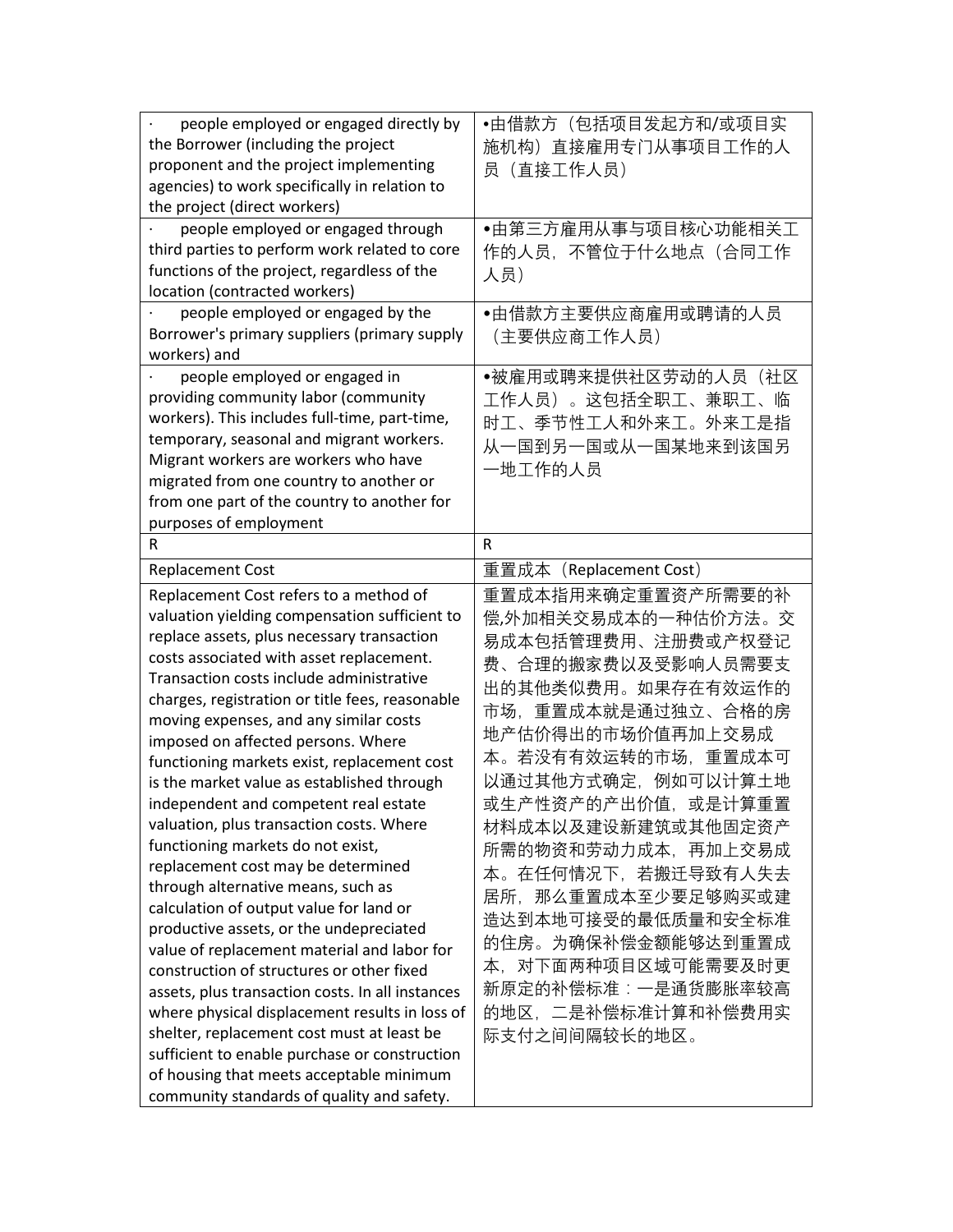| · people employed or engaged directly by the Borrower (including the project proponent and the project implementing agencies) to work specifically in relation to the project (direct workers) | •由借款方（包括项目发起方和/或项目实施机构）直接雇用专门从事项目工作的人员（直接工作人员） |
|---|---|
| · people employed or engaged through third parties to perform work related to core functions of the project, regardless of the location (contracted workers) | •由第三方雇用从事与项目核心功能相关工作的人员，不管位于什么地点（合同工作人员） |
| · people employed or engaged by the Borrower's primary suppliers (primary supply workers) and | •由借款方主要供应商雇用或聘请的人员（主要供应商工作人员） |
| · people employed or engaged in providing community labor (community workers). This includes full-time, part-time, temporary, seasonal and migrant workers. Migrant workers are workers who have migrated from one country to another or from one part of the country to another for purposes of employment | •被雇用或聘来提供社区劳动的人员（社区工作人员）。这包括全职工、兼职工、临时工、季节性工人和外来工。外来工是指从一国到另一国或从一国某地来到该国另一地工作的人员 |
| R | R |
| Replacement Cost | 重置成本（Replacement Cost） |
| Replacement Cost refers to a method of valuation yielding compensation sufficient to replace assets, plus necessary transaction costs associated with asset replacement. Transaction costs include administrative charges, registration or title fees, reasonable moving expenses, and any similar costs imposed on affected persons. Where functioning markets exist, replacement cost is the market value as established through independent and competent real estate valuation, plus transaction costs. Where functioning markets do not exist, replacement cost may be determined through alternative means, such as calculation of output value for land or productive assets, or the undepreciated value of replacement material and labor for construction of structures or other fixed assets, plus transaction costs. In all instances where physical displacement results in loss of shelter, replacement cost must at least be sufficient to enable purchase or construction of housing that meets acceptable minimum community standards of quality and safety. | 重置成本指用来确定重置资产所需要的补偿,外加相关交易成本的一种估价方法。交易成本包括管理费用、注册费或产权登记费、合理的搬家费以及受影响人员需要支出的其他类似费用。如果存在有效运作的市场，重置成本就是通过独立、合格的房地产估价得出的市场价值再加上交易成本。若没有有效运转的市场，重置成本可以通过其他方式确定，例如可以计算土地或生产性资产的产出价值，或是计算重置材料成本以及建设新建筑或其他固定资产所需的物资和劳动力成本，再加上交易成本。在任何情况下，若搬迁导致有人失去居所，那么重置成本至少要足够购买或建造达到本地可接受的最低质量和安全标准的住房。为确保补偿金额能够达到重置成本，对下面两种项目区域可能需要及时更新原定的补偿标准：一是通货膨胀率较高的地区，二是补偿标准计算和补偿费用实际支付之间间隔较长的地区。 |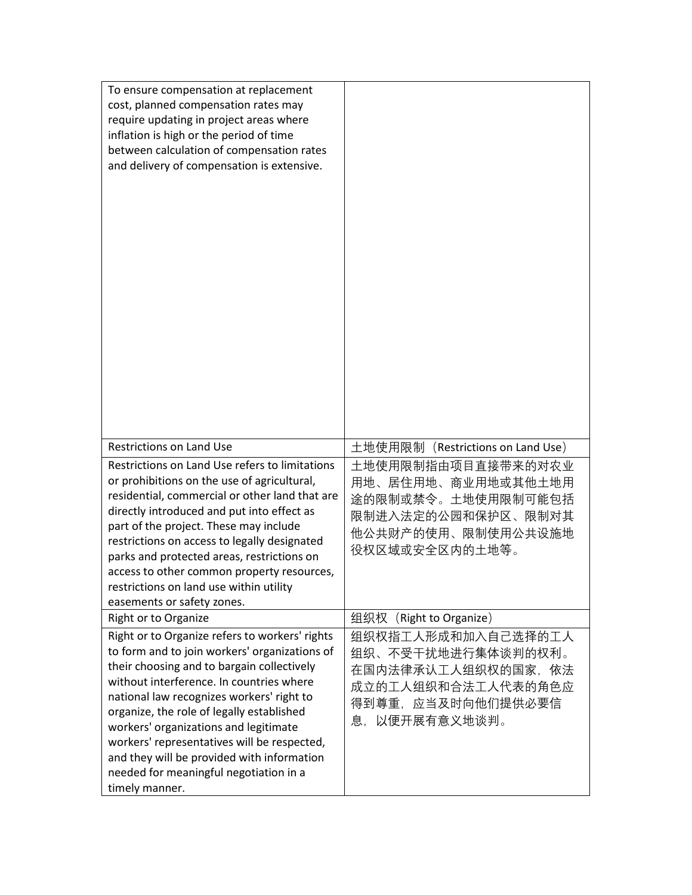| | |
|---|---|
| To ensure compensation at replacement cost, planned compensation rates may require updating in project areas where inflation is high or the period of time between calculation of compensation rates and delivery of compensation is extensive. | |
| Restrictions on Land Use | 土地使用限制（Restrictions on Land Use） |
| Restrictions on Land Use refers to limitations or prohibitions on the use of agricultural, residential, commercial or other land that are directly introduced and put into effect as part of the project. These may include restrictions on access to legally designated parks and protected areas, restrictions on access to other common property resources, restrictions on land use within utility easements or safety zones. | 土地使用限制指由项目直接带来的对农业用地、居住用地、商业用地或其他土地用途的限制或禁令。土地使用限制可能包括限制进入法定的公园和保护区、限制对其他公共财产的使用、限制使用公共设施地役权区域或安全区内的土地等。 |
| Right or to Organize | 组织权（Right to Organize） |
| Right or to Organize refers to workers' rights to form and to join workers' organizations of their choosing and to bargain collectively without interference. In countries where national law recognizes workers' right to organize, the role of legally established workers' organizations and legitimate workers' representatives will be respected, and they will be provided with information needed for meaningful negotiation in a timely manner. | 组织权指工人形成和加入自己选择的工人组织、不受干扰地进行集体谈判的权利。在国内法律承认工人组织权的国家，依法成立的工人组织和合法工人代表的角色应得到尊重，应当及时向他们提供必要信息，以便开展有意义地谈判。 |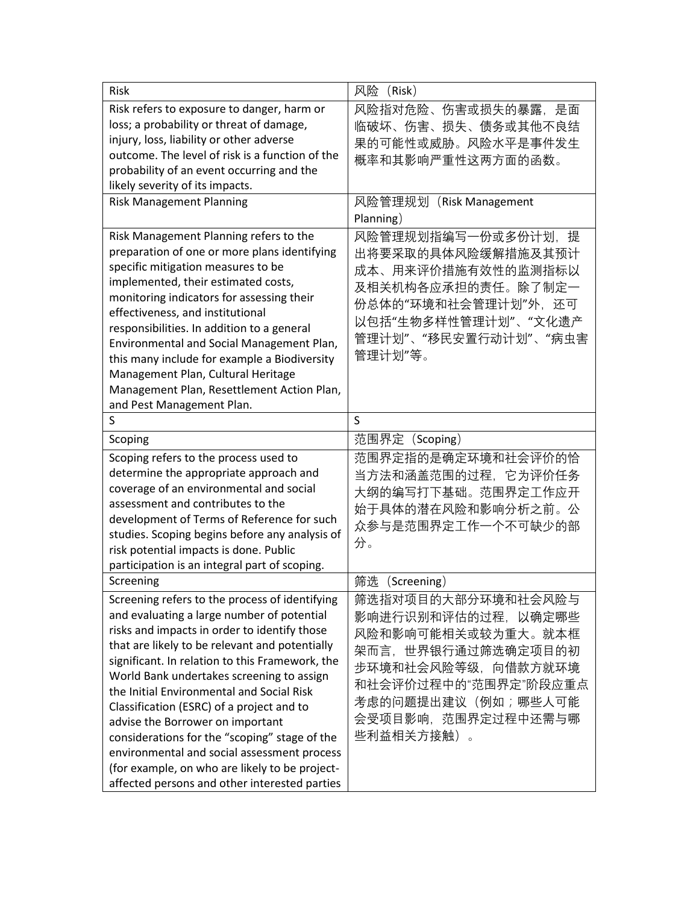| Risk | 风险（Risk） |
| --- | --- |
| Risk refers to exposure to danger, harm or loss; a probability or threat of damage, injury, loss, liability or other adverse outcome. The level of risk is a function of the probability of an event occurring and the likely severity of its impacts. | 风险指对危险、伤害或损失的暴露，是面临破坏、伤害、损失、债务或其他不良结果的可能性或威胁。风险水平是事件发生概率和其影响严重性这两方面的函数。 |
| Risk Management Planning | 风险管理规划（Risk Management Planning） |
| Risk Management Planning refers to the preparation of one or more plans identifying specific mitigation measures to be implemented, their estimated costs, monitoring indicators for assessing their effectiveness, and institutional responsibilities. In addition to a general Environmental and Social Management Plan, this many include for example a Biodiversity Management Plan, Cultural Heritage Management Plan, Resettlement Action Plan, and Pest Management Plan. | 风险管理规划指编写一份或多份计划，提出将要采取的具体风险缓解措施及其预计成本、用来评价措施有效性的监测指标以及相关机构各应承担的责任。除了制定一份总体的"环境和社会管理计划"外，还可以包括"生物多样性管理计划"、"文化遗产管理计划"、"移民安置行动计划"、"病虫害管理计划"等。 |
| S | S |
| Scoping | 范围界定（Scoping） |
| Scoping refers to the process used to determine the appropriate approach and coverage of an environmental and social assessment and contributes to the development of Terms of Reference for such studies. Scoping begins before any analysis of risk potential impacts is done. Public participation is an integral part of scoping. | 范围界定指的是确定环境和社会评价的恰当方法和涵盖范围的过程，它为评价任务大纲的编写打下基础。范围界定工作应开始于具体的潜在风险和影响分析之前。公众参与是范围界定工作一个不可缺少的部分。 |
| Screening | 筛选（Screening） |
| Screening refers to the process of identifying and evaluating a large number of potential risks and impacts in order to identify those that are likely to be relevant and potentially significant. In relation to this Framework, the World Bank undertakes screening to assign the Initial Environmental and Social Risk Classification (ESRC) of a project and to advise the Borrower on important considerations for the "scoping" stage of the environmental and social assessment process (for example, on who are likely to be project-affected persons and other interested parties | 筛选指对项目的大部分环境和社会风险与影响进行识别和评估的过程，以确定哪些风险和影响可能相关或较为重大。就本框架而言，世界银行通过筛选确定项目的初步环境和社会风险等级，向借款方就环境和社会评价过程中的"范围界定"阶段应重点考虑的问题提出建议（例如；哪些人可能会受项目影响，范围界定过程中还需与哪些利益相关方接触）。 |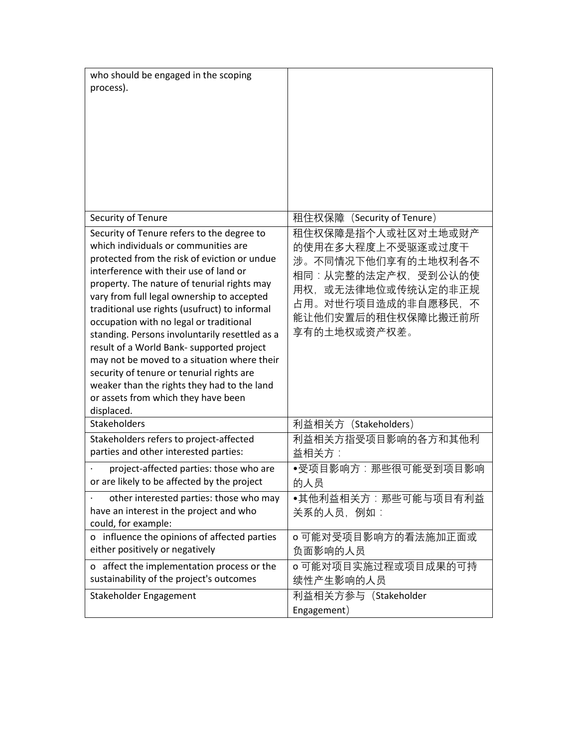| | |
|---|---|
| who should be engaged in the scoping process). | |
| Security of Tenure | 租住权保障（Security of Tenure） |
| Security of Tenure refers to the degree to which individuals or communities are protected from the risk of eviction or undue interference with their use of land or property. The nature of tenurial rights may vary from full legal ownership to accepted traditional use rights (usufruct) to informal occupation with no legal or traditional standing. Persons involuntarily resettled as a result of a World Bank- supported project may not be moved to a situation where their security of tenure or tenurial rights are weaker than the rights they had to the land or assets from which they have been displaced. | 租住权保障是指个人或社区对土地或财产的使用在多大程度上不受驱逐或过度干涉。不同情况下他们享有的土地权利各不相同：从完整的法定产权，受到公认的使用权，或无法律地位或传统认定的非正规占用。对世行项目造成的非自愿移民，不能让他们安置后的租住权保障比搬迁前所享有的土地权或资产权差。 |
| Stakeholders | 利益相关方（Stakeholders） |
| Stakeholders refers to project-affected parties and other interested parties: | 利益相关方指受项目影响的各方和其他利益相关方： |
| · project-affected parties: those who are or are likely to be affected by the project | •受项目影响方：那些很可能受到项目影响的人员 |
| · other interested parties: those who may have an interest in the project and who could, for example: | •其他利益相关方：那些可能与项目有利益关系的人员，例如： |
| o influence the opinions of affected parties either positively or negatively | o 可能对受项目影响方的看法施加正面或负面影响的人员 |
| o affect the implementation process or the sustainability of the project's outcomes | o 可能对项目实施过程或项目成果的可持续性产生影响的人员 |
| Stakeholder Engagement | 利益相关方参与（Stakeholder Engagement） |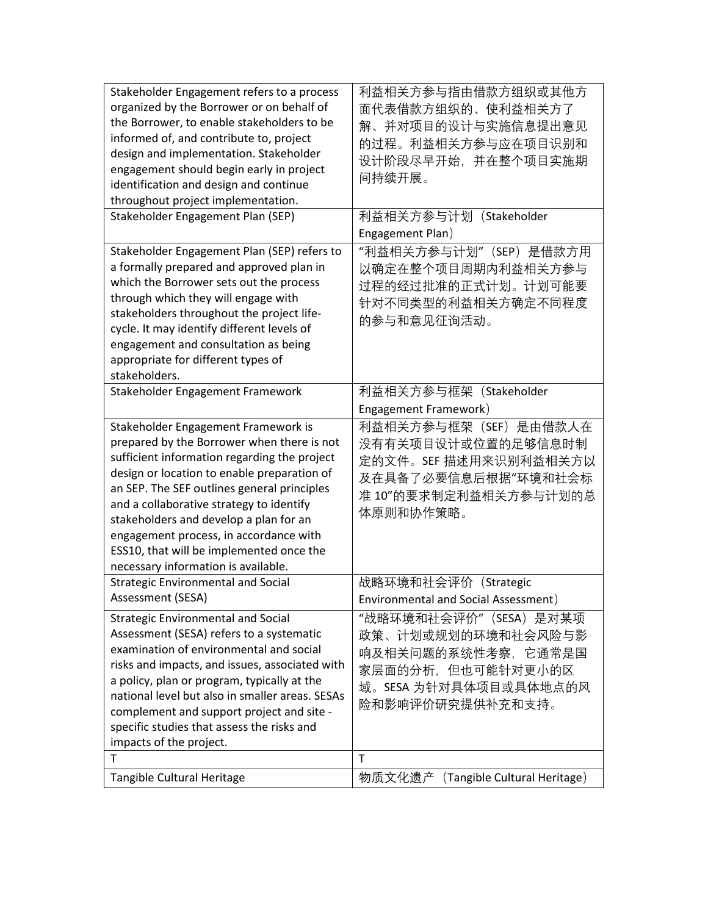| Stakeholder Engagement refers to a process organized by the Borrower or on behalf of the Borrower, to enable stakeholders to be informed of, and contribute to, project design and implementation. Stakeholder engagement should begin early in project identification and design and continue throughout project implementation. | 利益相关方参与指由借款方组织或其他方面代表借款方组织的、使利益相关方了解、并对项目的设计与实施信息提出意见的过程。利益相关方参与应在项目识别和设计阶段尽早开始，并在整个项目实施期间持续开展。 |
|---|---|
| Stakeholder Engagement Plan (SEP) | 利益相关方参与计划（Stakeholder Engagement Plan） |
| Stakeholder Engagement Plan (SEP) refers to a formally prepared and approved plan in which the Borrower sets out the process through which they will engage with stakeholders throughout the project life-cycle. It may identify different levels of engagement and consultation as being appropriate for different types of stakeholders. | "利益相关方参与计划"（SEP）是借款方用以确定在整个项目周期内利益相关方参与过程的经过批准的正式计划。计划可能要针对不同类型的利益相关方确定不同程度的参与和意见征询活动。 |
| Stakeholder Engagement Framework | 利益相关方参与框架（Stakeholder Engagement Framework） |
| Stakeholder Engagement Framework is prepared by the Borrower when there is not sufficient information regarding the project design or location to enable preparation of an SEP. The SEF outlines general principles and a collaborative strategy to identify stakeholders and develop a plan for an engagement process, in accordance with ESS10, that will be implemented once the necessary information is available. | 利益相关方参与框架（SEF）是由借款人在没有有关项目设计或位置的足够信息时制定的文件。SEF 描述用来识别利益相关方以及在具备了必要信息后根据"环境和社会标准 10"的要求制定利益相关方参与计划的总体原则和协作策略。 |
| Strategic Environmental and Social Assessment (SESA) | 战略环境和社会评价（Strategic Environmental and Social Assessment） |
| Strategic Environmental and Social Assessment (SESA) refers to a systematic examination of environmental and social risks and impacts, and issues, associated with a policy, plan or program, typically at the national level but also in smaller areas. SESAs complement and support project and site - specific studies that assess the risks and impacts of the project. | "战略环境和社会评价"（SESA）是对某项政策、计划或规划的环境和社会风险与影响及相关问题的系统性考察，它通常是国家层面的分析，但也可能针对更小的区域。SESA 为针对具体项目或具体地点的风险和影响评价研究提供补充和支持。 |
| T | T |
| Tangible Cultural Heritage | 物质文化遗产（Tangible Cultural Heritage） |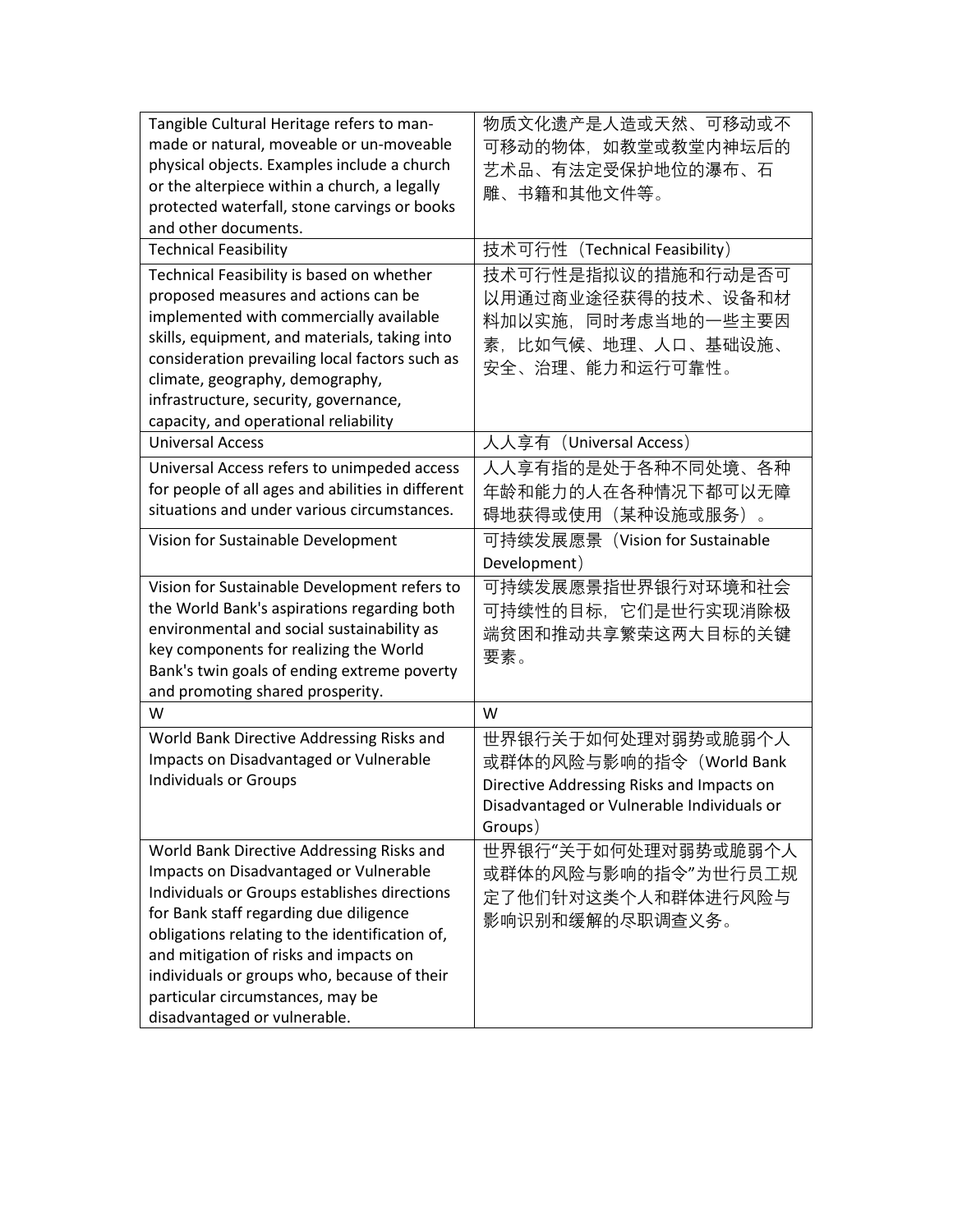| | |
|---|---|
| Tangible Cultural Heritage refers to man-made or natural, moveable or un-moveable physical objects. Examples include a church or the alterpiece within a church, a legally protected waterfall, stone carvings or books and other documents. | 物质文化遗产是人造或天然、可移动或不可移动的物体，如教堂或教堂内神坛后的艺术品、有法定受保护地位的瀑布、石雕、书籍和其他文件等。 |
| Technical Feasibility | 技术可行性（Technical Feasibility） |
| Technical Feasibility is based on whether proposed measures and actions can be implemented with commercially available skills, equipment, and materials, taking into consideration prevailing local factors such as climate, geography, demography, infrastructure, security, governance, capacity, and operational reliability | 技术可行性是指拟议的措施和行动是否可以用通过商业途径获得的技术、设备和材料加以实施，同时考虑当地的一些主要因素，比如气候、地理、人口、基础设施、安全、治理、能力和运行可靠性。 |
| Universal Access | 人人享有（Universal Access） |
| Universal Access refers to unimpeded access for people of all ages and abilities in different situations and under various circumstances. | 人人享有指的是处于各种不同处境、各种年龄和能力的人在各种情况下都可以无障碍地获得或使用（某种设施或服务）。 |
| Vision for Sustainable Development | 可持续发展愿景（Vision for Sustainable Development） |
| Vision for Sustainable Development refers to the World Bank's aspirations regarding both environmental and social sustainability as key components for realizing the World Bank's twin goals of ending extreme poverty and promoting shared prosperity. | 可持续发展愿景指世界银行对环境和社会可持续性的目标，它们是世行实现消除极端贫困和推动共享繁荣这两大目标的关键要素。 |
| W | W |
| World Bank Directive Addressing Risks and Impacts on Disadvantaged or Vulnerable Individuals or Groups | 世界银行关于如何处理对弱势或脆弱个人或群体的风险与影响的指令（World Bank Directive Addressing Risks and Impacts on Disadvantaged or Vulnerable Individuals or Groups） |
| World Bank Directive Addressing Risks and Impacts on Disadvantaged or Vulnerable Individuals or Groups establishes directions for Bank staff regarding due diligence obligations relating to the identification of, and mitigation of risks and impacts on individuals or groups who, because of their particular circumstances, may be disadvantaged or vulnerable. | 世界银行"关于如何处理对弱势或脆弱个人或群体的风险与影响的指令"为世行员工规定了他们针对这类个人和群体进行风险与影响识别和缓解的尽职调查义务。 |